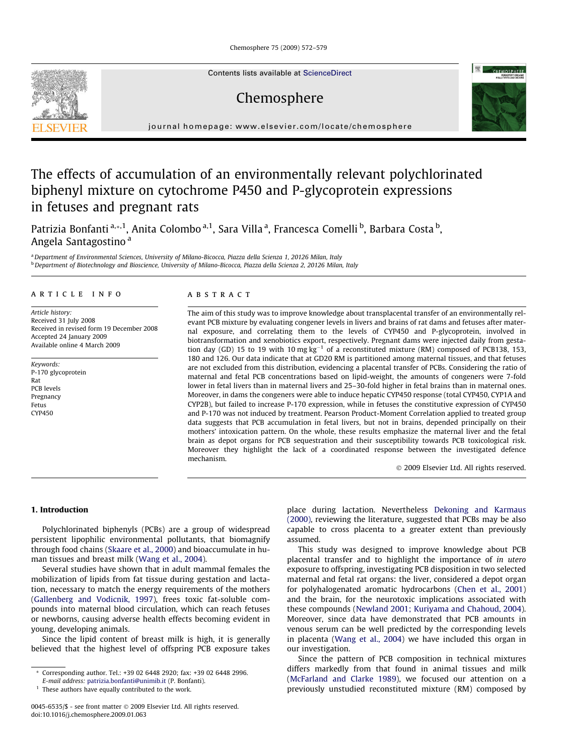# The effects of accumulation of an environmentally relevant polychlorinated biphenyl mixture on cytochrome P450 and P-glycoprotein expressions in fetuses and pregnant rats

Patrizia Bonfanti [a,*,1], Anita Colombo [a,1], Sara Villa [a], Francesca Comelli [b], Barbara Costa [b], Angela Santagostino [a]

[a] Department of Environmental Sciences, University of Milano-Bicocca, Piazza della Scienza 1, 20126 Milan, Italy

[b] Department of Biotechnology and Bioscience, University of Milano-Bicocca, Piazza della Scienza 2, 20126 Milan, Italy

## ARTICLE INFO

*Article history:*
Received 31 July 2008
Received in revised form 19 December 2008
Accepted 24 January 2009
Available online 4 March 2009

*Keywords:*
P-170 glycoprotein
Rat
PCB levels
Pregnancy
Fetus
CYP450

## ABSTRACT

The aim of this study was to improve knowledge about transplacental transfer of an environmentally relevant PCB mixture by evaluating congener levels in livers and brains of rat dams and fetuses after maternal exposure, and correlating them to the levels of CYP450 and P-glycoprotein, involved in biotransformation and xenobiotics export, respectively. Pregnant dams were injected daily from gestation day (GD) 15 to 19 with 10 mg $kg^{-1}$ of a reconstituted mixture (RM) composed of PCB138, 153, 180 and 126. Our data indicate that at GD20 RM is partitioned among maternal tissues, and that fetuses are not excluded from this distribution, evidencing a placental transfer of PCBs. Considering the ratio of maternal and fetal PCB concentrations based on lipid-weight, the amounts of congeners were 7-fold lower in fetal livers than in maternal livers and 25–30-fold higher in fetal brains than in maternal ones. Moreover, in dams the congeners were able to induce hepatic CYP450 response (total CYP450, CYP1A and CYP2B), but failed to increase P-170 expression, while in fetuses the constitutive expression of CYP450 and P-170 was not induced by treatment. Pearson Product-Moment Correlation applied to treated group data suggests that PCB accumulation in fetal livers, but not in brains, depended principally on their mothers' intoxication pattern. On the whole, these results emphasize the maternal liver and the fetal brain as depot organs for PCB sequestration and their susceptibility towards PCB toxicological risk. Moreover they highlight the lack of a coordinated response between the investigated defence mechanism.

© 2009 Elsevier Ltd. All rights reserved.

## 1. Introduction

Polychlorinated biphenyls (PCBs) are a group of widespread persistent lipophilic environmental pollutants, that biomagnify through food chains (Skaare et al., 2000) and bioaccumulate in human tissues and breast milk (Wang et al., 2004).

Several studies have shown that in adult mammal females the mobilization of lipids from fat tissue during gestation and lactation, necessary to match the energy requirements of the mothers (Gallenberg and Vodicnik, 1997), frees toxic fat-soluble compounds into maternal blood circulation, which can reach fetuses or newborns, causing adverse health effects becoming evident in young, developing animals.

Since the lipid content of breast milk is high, it is generally believed that the highest level of offspring PCB exposure takes place during lactation. Nevertheless Dekoning and Karmaus (2000), reviewing the literature, suggested that PCBs may be also capable to cross placenta to a greater extent than previously assumed.

This study was designed to improve knowledge about PCB placental transfer and to highlight the importance of *in utero* exposure to offspring, investigating PCB disposition in two selected maternal and fetal rat organs: the liver, considered a depot organ for polyhalogenated aromatic hydrocarbons (Chen et al., 2001) and the brain, for the neurotoxic implications associated with these compounds (Newland 2001; Kuriyama and Chahoud, 2004). Moreover, since data have demonstrated that PCB amounts in venous serum can be well predicted by the corresponding levels in placenta (Wang et al., 2004) we have included this organ in our investigation.

Since the pattern of PCB composition in technical mixtures differs markedly from that found in animal tissues and milk (McFarland and Clarke 1989), we focused our attention on a previously unstudied reconstituted mixture (RM) composed by

\* Corresponding author. Tel.: +39 02 6448 2920; fax: +39 02 6448 2996.
E-mail address: patrizia.bonfanti@unimib.it (P. Bonfanti).

[1] These authors have equally contributed to the work.

0045-6535/$ - see front matter © 2009 Elsevier Ltd. All rights reserved.
doi:10.1016/j.chemosphere.2009.01.063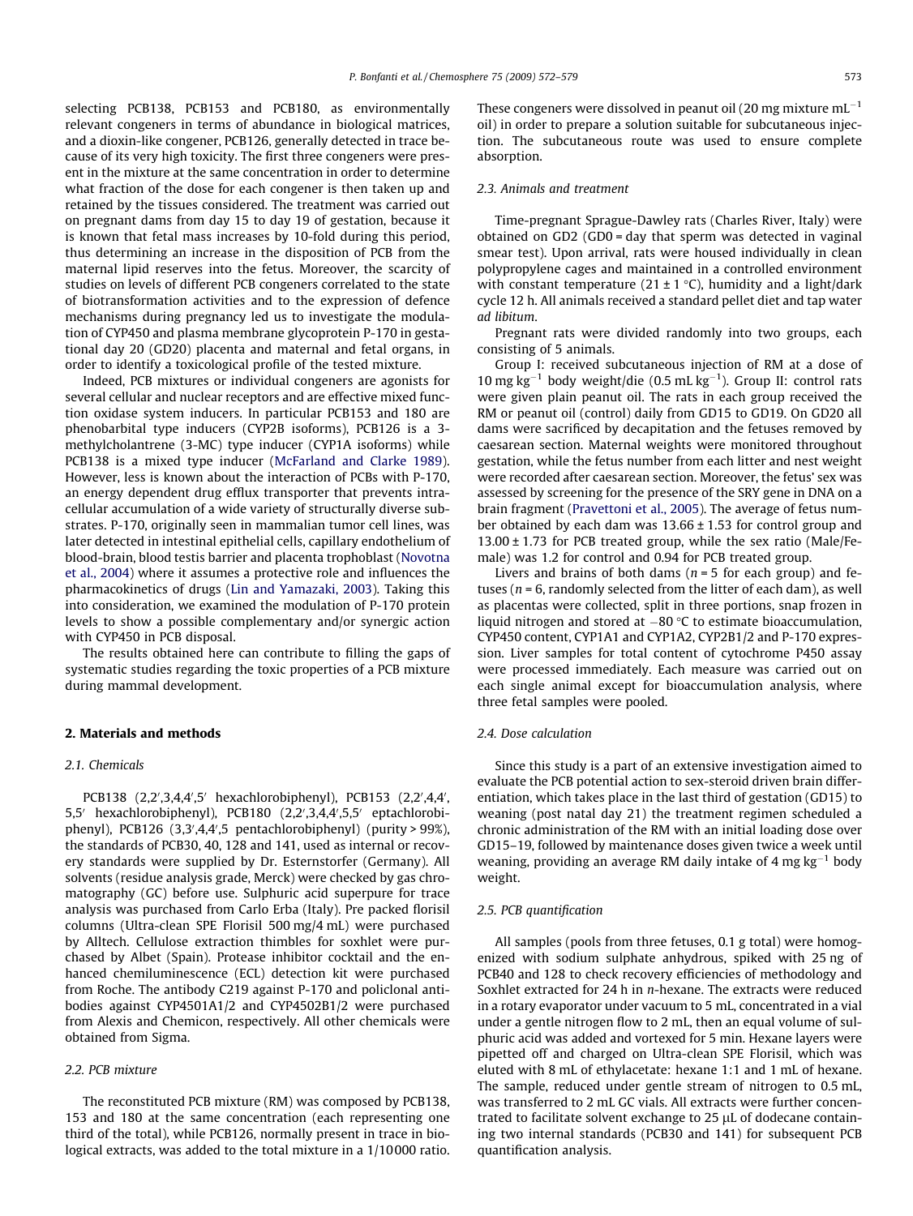selecting PCB138, PCB153 and PCB180, as environmentally relevant congeners in terms of abundance in biological matrices, and a dioxin-like congener, PCB126, generally detected in trace because of its very high toxicity. The first three congeners were present in the mixture at the same concentration in order to determine what fraction of the dose for each congener is then taken up and retained by the tissues considered. The treatment was carried out on pregnant dams from day 15 to day 19 of gestation, because it is known that fetal mass increases by 10-fold during this period, thus determining an increase in the disposition of PCB from the maternal lipid reserves into the fetus. Moreover, the scarcity of studies on levels of different PCB congeners correlated to the state of biotransformation activities and to the expression of defence mechanisms during pregnancy led us to investigate the modulation of CYP450 and plasma membrane glycoprotein P-170 in gestational day 20 (GD20) placenta and maternal and fetal organs, in order to identify a toxicological profile of the tested mixture.

Indeed, PCB mixtures or individual congeners are agonists for several cellular and nuclear receptors and are effective mixed function oxidase system inducers. In particular PCB153 and 180 are phenobarbital type inducers (CYP2B isoforms), PCB126 is a 3-methylcholantrene (3-MC) type inducer (CYP1A isoforms) while PCB138 is a mixed type inducer (McFarland and Clarke 1989). However, less is known about the interaction of PCBs with P-170, an energy dependent drug efflux transporter that prevents intracellular accumulation of a wide variety of structurally diverse substrates. P-170, originally seen in mammalian tumor cell lines, was later detected in intestinal epithelial cells, capillary endothelium of blood-brain, blood testis barrier and placenta trophoblast (Novotna et al., 2004) where it assumes a protective role and influences the pharmacokinetics of drugs (Lin and Yamazaki, 2003). Taking this into consideration, we examined the modulation of P-170 protein levels to show a possible complementary and/or synergic action with CYP450 in PCB disposal.

The results obtained here can contribute to filling the gaps of systematic studies regarding the toxic properties of a PCB mixture during mammal development.

## 2. Materials and methods

### 2.1. Chemicals

PCB138 (2,2′,3,4,4′,5′ hexachlorobiphenyl), PCB153 (2,2′,4,4′,5,5′ hexachlorobiphenyl), PCB180 (2,2′,3,4,4′,5,5′ eptachlorobiphenyl), PCB126 (3,3′,4,4′,5 pentachlorobiphenyl) (purity > 99%), the standards of PCB30, 40, 128 and 141, used as internal or recovery standards were supplied by Dr. Esternstorfer (Germany). All solvents (residue analysis grade, Merck) were checked by gas chromatography (GC) before use. Sulphuric acid superpure for trace analysis was purchased from Carlo Erba (Italy). Pre packed florisil columns (Ultra-clean SPE Florisil 500 mg/4 mL) were purchased by Alltech. Cellulose extraction thimbles for soxhlet were purchased by Albet (Spain). Protease inhibitor cocktail and the enhanced chemiluminescence (ECL) detection kit were purchased from Roche. The antibody C219 against P-170 and policlonal antibodies against CYP4501A1/2 and CYP4502B1/2 were purchased from Alexis and Chemicon, respectively. All other chemicals were obtained from Sigma.

### 2.2. PCB mixture

The reconstituted PCB mixture (RM) was composed by PCB138, 153 and 180 at the same concentration (each representing one third of the total), while PCB126, normally present in trace in biological extracts, was added to the total mixture in a 1/10000 ratio. These congeners were dissolved in peanut oil (20 mg mixture $mL^{-1}$ oil) in order to prepare a solution suitable for subcutaneous injection. The subcutaneous route was used to ensure complete absorption.

### 2.3. Animals and treatment

Time-pregnant Sprague-Dawley rats (Charles River, Italy) were obtained on GD2 (GD0 = day that sperm was detected in vaginal smear test). Upon arrival, rats were housed individually in clean polypropylene cages and maintained in a controlled environment with constant temperature (21 ± 1 °C), humidity and a light/dark cycle 12 h. All animals received a standard pellet diet and tap water *ad libitum*.

Pregnant rats were divided randomly into two groups, each consisting of 5 animals.

Group I: received subcutaneous injection of RM at a dose of 10 mg $kg^{-1}$ body weight/die (0.5 mL $kg^{-1}$). Group II: control rats were given plain peanut oil. The rats in each group received the RM or peanut oil (control) daily from GD15 to GD19. On GD20 all dams were sacrificed by decapitation and the fetuses removed by caesarean section. Maternal weights were monitored throughout gestation, while the fetus number from each litter and nest weight were recorded after caesarean section. Moreover, the fetus' sex was assessed by screening for the presence of the SRY gene in DNA on a brain fragment (Pravettoni et al., 2005). The average of fetus number obtained by each dam was 13.66 ± 1.53 for control group and 13.00 ± 1.73 for PCB treated group, while the sex ratio (Male/Female) was 1.2 for control and 0.94 for PCB treated group.

Livers and brains of both dams ($n$ = 5 for each group) and fetuses ($n$ = 6, randomly selected from the litter of each dam), as well as placentas were collected, split in three portions, snap frozen in liquid nitrogen and stored at −80 °C to estimate bioaccumulation, CYP450 content, CYP1A1 and CYP1A2, CYP2B1/2 and P-170 expression. Liver samples for total content of cytochrome P450 assay were processed immediately. Each measure was carried out on each single animal except for bioaccumulation analysis, where three fetal samples were pooled.

### 2.4. Dose calculation

Since this study is a part of an extensive investigation aimed to evaluate the PCB potential action to sex-steroid driven brain differentiation, which takes place in the last third of gestation (GD15) to weaning (post natal day 21) the treatment regimen scheduled a chronic administration of the RM with an initial loading dose over GD15–19, followed by maintenance doses given twice a week until weaning, providing an average RM daily intake of 4 mg $kg^{-1}$ body weight.

### 2.5. PCB quantification

All samples (pools from three fetuses, 0.1 g total) were homogenized with sodium sulphate anhydrous, spiked with 25 ng of PCB40 and 128 to check recovery efficiencies of methodology and Soxhlet extracted for 24 h in *n*-hexane. The extracts were reduced in a rotary evaporator under vacuum to 5 mL, concentrated in a vial under a gentle nitrogen flow to 2 mL, then an equal volume of sulphuric acid was added and vortexed for 5 min. Hexane layers were pipetted off and charged on Ultra-clean SPE Florisil, which was eluted with 8 mL of ethylacetate: hexane 1:1 and 1 mL of hexane. The sample, reduced under gentle stream of nitrogen to 0.5 mL, was transferred to 2 mL GC vials. All extracts were further concentrated to facilitate solvent exchange to 25 μL of dodecane containing two internal standards (PCB30 and 141) for subsequent PCB quantification analysis.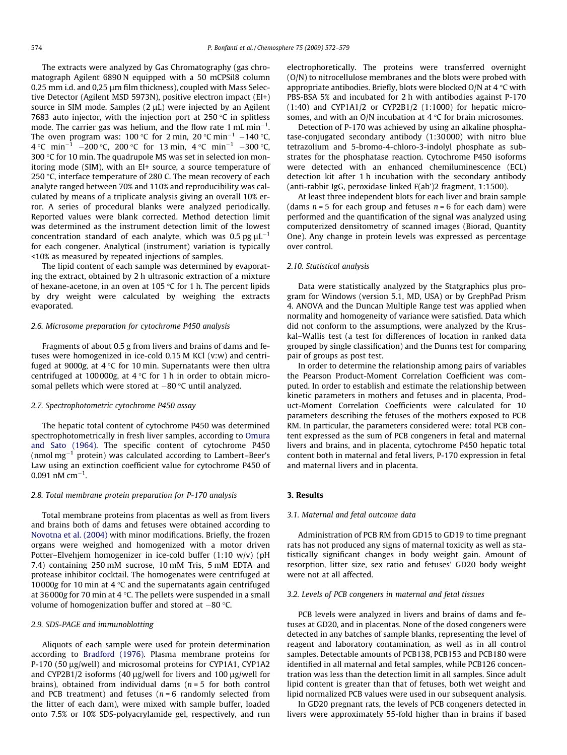The extracts were analyzed by Gas Chromatography (gas chromatograph Agilent 6890 N equipped with a 50 mCPSil8 column 0.25 mm i.d. and 0,25 μm film thickness), coupled with Mass Selective Detector (Agilent MSD 5973N), positive electron impact (EI+) source in SIM mode. Samples (2 μL) were injected by an Agilent 7683 auto injector, with the injection port at 250 °C in splitless mode. The carrier gas was helium, and the flow rate 1 mL $min^{-1}$. The oven program was: 100 °C for 2 min, 20 °C $min^{-1}$ −140 °C, 4 °C $min^{-1}$ −200 °C, 200 °C for 13 min, 4 °C $min^{-1}$ −300 °C, 300 °C for 10 min. The quadrupole MS was set in selected ion monitoring mode (SIM), with an EI+ source, a source temperature of 250 °C, interface temperature of 280 C. The mean recovery of each analyte ranged between 70% and 110% and reproducibility was calculated by means of a triplicate analysis giving an overall 10% error. A series of procedural blanks were analyzed periodically. Reported values were blank corrected. Method detection limit was determined as the instrument detection limit of the lowest concentration standard of each analyte, which was 0.5 pg $\mu L^{-1}$ for each congener. Analytical (instrument) variation is typically <10% as measured by repeated injections of samples.

The lipid content of each sample was determined by evaporating the extract, obtained by 2 h ultrasonic extraction of a mixture of hexane-acetone, in an oven at 105 °C for 1 h. The percent lipids by dry weight were calculated by weighing the extracts evaporated.

### 2.6. Microsome preparation for cytochrome P450 analysis

Fragments of about 0.5 g from livers and brains of dams and fetuses were homogenized in ice-cold 0.15 M KCl (v:w) and centrifuged at 9000g, at 4 °C for 10 min. Supernatants were then ultra centrifuged at 100 000g, at 4 °C for 1 h in order to obtain microsomal pellets which were stored at −80 °C until analyzed.

### 2.7. Spectrophotometric cytochrome P450 assay

The hepatic total content of cytochrome P450 was determined spectrophotometrically in fresh liver samples, according to Omura and Sato (1964). The specific content of cytochrome P450 (nmol $mg^{-1}$ protein) was calculated according to Lambert–Beer's Law using an extinction coefficient value for cytochrome P450 of 0.091 nM $cm^{-1}$.

### 2.8. Total membrane protein preparation for P-170 analysis

Total membrane proteins from placentas as well as from livers and brains both of dams and fetuses were obtained according to Novotna et al. (2004) with minor modifications. Briefly, the frozen organs were weighed and homogenized with a motor driven Potter–Elvehjem homogenizer in ice-cold buffer (1:10 w/v) (pH 7.4) containing 250 mM sucrose, 10 mM Tris, 5 mM EDTA and protease inhibitor cocktail. The homogenates were centrifuged at 10 000g for 10 min at 4 °C and the supernatants again centrifuged at 36 000g for 70 min at 4 °C. The pellets were suspended in a small volume of homogenization buffer and stored at −80 °C.

### 2.9. SDS-PAGE and immunoblotting

Aliquots of each sample were used for protein determination according to Bradford (1976). Plasma membrane proteins for P-170 (50 μg/well) and microsomal proteins for CYP1A1, CYP1A2 and CYP2B1/2 isoforms (40 μg/well for livers and 100 μg/well for brains), obtained from individual dams ($n = 5$ for both control and PCB treatment) and fetuses ($n = 6$ randomly selected from the litter of each dam), were mixed with sample buffer, loaded onto 7.5% or 10% SDS-polyacrylamide gel, respectively, and run electrophoretically. The proteins were transferred overnight (O/N) to nitrocellulose membranes and the blots were probed with appropriate antibodies. Briefly, blots were blocked O/N at 4 °C with PBS-BSA 5% and incubated for 2 h with antibodies against P-170 (1:40) and CYP1A1/2 or CYP2B1/2 (1:1000) for hepatic microsomes, and with an O/N incubation at 4 °C for brain microsomes.

Detection of P-170 was achieved by using an alkaline phosphatase-conjugated secondary antibody (1:30 000) with nitro blue tetrazolium and 5-bromo-4-chloro-3-indolyl phosphate as substrates for the phosphatase reaction. Cytochrome P450 isoforms were detected with an enhanced chemiluminescence (ECL) detection kit after 1 h incubation with the secondary antibody (anti-rabbit IgG, peroxidase linked F(ab')2 fragment, 1:1500).

At least three independent blots for each liver and brain sample (dams $n = 5$ for each group and fetuses $n = 6$ for each dam) were performed and the quantification of the signal was analyzed using computerized densitometry of scanned images (Biorad, Quantity One). Any change in protein levels was expressed as percentage over control.

### 2.10. Statistical analysis

Data were statistically analyzed by the Statgraphics plus program for Windows (version 5.1, MD, USA) or by GrephPad Prism 4. ANOVA and the Duncan Multiple Range test was applied when normality and homogeneity of variance were satisfied. Data which did not conform to the assumptions, were analyzed by the Kruskal–Wallis test (a test for differences of location in ranked data grouped by single classification) and the Dunns test for comparing pair of groups as post test.

In order to determine the relationship among pairs of variables the Pearson Product-Moment Correlation Coefficient was computed. In order to establish and estimate the relationship between kinetic parameters in mothers and fetuses and in placenta, Product-Moment Correlation Coefficients were calculated for 10 parameters describing the fetuses of the mothers exposed to PCB RM. In particular, the parameters considered were: total PCB content expressed as the sum of PCB congeners in fetal and maternal livers and brains, and in placenta, cytochrome P450 hepatic total content both in maternal and fetal livers, P-170 expression in fetal and maternal livers and in placenta.

## 3. Results

### 3.1. Maternal and fetal outcome data

Administration of PCB RM from GD15 to GD19 to time pregnant rats has not produced any signs of maternal toxicity as well as statistically significant changes in body weight gain. Amount of resorption, litter size, sex ratio and fetuses' GD20 body weight were not at all affected.

### 3.2. Levels of PCB congeners in maternal and fetal tissues

PCB levels were analyzed in livers and brains of dams and fetuses at GD20, and in placentas. None of the dosed congeners were detected in any batches of sample blanks, representing the level of reagent and laboratory contamination, as well as in all control samples. Detectable amounts of PCB138, PCB153 and PCB180 were identified in all maternal and fetal samples, while PCB126 concentration was less than the detection limit in all samples. Since adult lipid content is greater than that of fetuses, both wet weight and lipid normalized PCB values were used in our subsequent analysis.

In GD20 pregnant rats, the levels of PCB congeners detected in livers were approximately 55-fold higher than in brains if based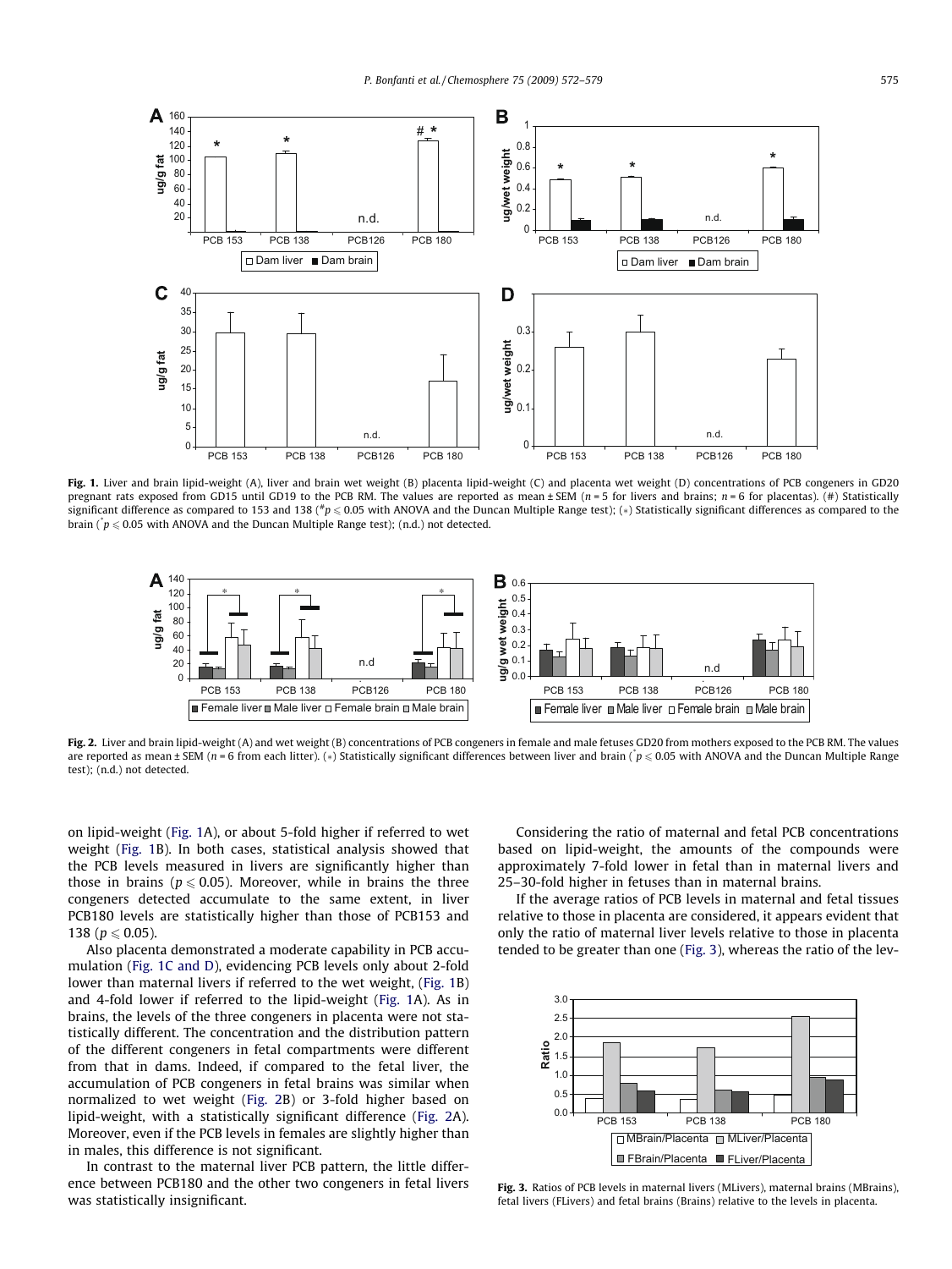**Fig. 1.** Liver and brain lipid-weight (A), liver and brain wet weight (B) placenta lipid-weight (C) and placenta wet weight (D) concentrations of PCB congeners in GD20 pregnant rats exposed from GD15 until GD19 to the PCB RM. The values are reported as mean ± SEM ($n = 5$ for livers and brains; $n = 6$ for placentas). (#) Statistically significant difference as compared to 153 and 138 ($^{\#}p \leqslant 0.05$ with ANOVA and the Duncan Multiple Range test); (*) Statistically significant differences as compared to the brain ($^{*}p \leqslant 0.05$ with ANOVA and the Duncan Multiple Range test); (n.d.) not detected.

**Fig. 2.** Liver and brain lipid-weight (A) and wet weight (B) concentrations of PCB congeners in female and male fetuses GD20 from mothers exposed to the PCB RM. The values are reported as mean ± SEM ($n = 6$ from each litter). (*) Statistically significant differences between liver and brain ($^{*}p \leqslant 0.05$ with ANOVA and the Duncan Multiple Range test); (n.d.) not detected.

on lipid-weight (Fig. 1A), or about 5-fold higher if referred to wet weight (Fig. 1B). In both cases, statistical analysis showed that the PCB levels measured in livers are significantly higher than those in brains ($p \leqslant 0.05$). Moreover, while in brains the three congeners detected accumulate to the same extent, in liver PCB180 levels are statistically higher than those of PCB153 and 138 ($p \leqslant 0.05$).

Also placenta demonstrated a moderate capability in PCB accumulation (Fig. 1C and D), evidencing PCB levels only about 2-fold lower than maternal livers if referred to the wet weight, (Fig. 1B) and 4-fold lower if referred to the lipid-weight (Fig. 1A). As in brains, the levels of the three congeners in placenta were not statistically different. The concentration and the distribution pattern of the different congeners in fetal compartments were different from that in dams. Indeed, if compared to the fetal liver, the accumulation of PCB congeners in fetal brains was similar when normalized to wet weight (Fig. 2B) or 3-fold higher based on lipid-weight, with a statistically significant difference (Fig. 2A). Moreover, even if the PCB levels in females are slightly higher than in males, this difference is not significant.

In contrast to the maternal liver PCB pattern, the little difference between PCB180 and the other two congeners in fetal livers was statistically insignificant.

Considering the ratio of maternal and fetal PCB concentrations based on lipid-weight, the amounts of the compounds were approximately 7-fold lower in fetal than in maternal livers and 25–30-fold higher in fetuses than in maternal brains.

If the average ratios of PCB levels in maternal and fetal tissues relative to those in placenta are considered, it appears evident that only the ratio of maternal liver levels relative to those in placenta tended to be greater than one (Fig. 3), whereas the ratio of the lev-

**Fig. 3.** Ratios of PCB levels in maternal livers (MLivers), maternal brains (MBrains), fetal livers (FLivers) and fetal brains (Brains) relative to the levels in placenta.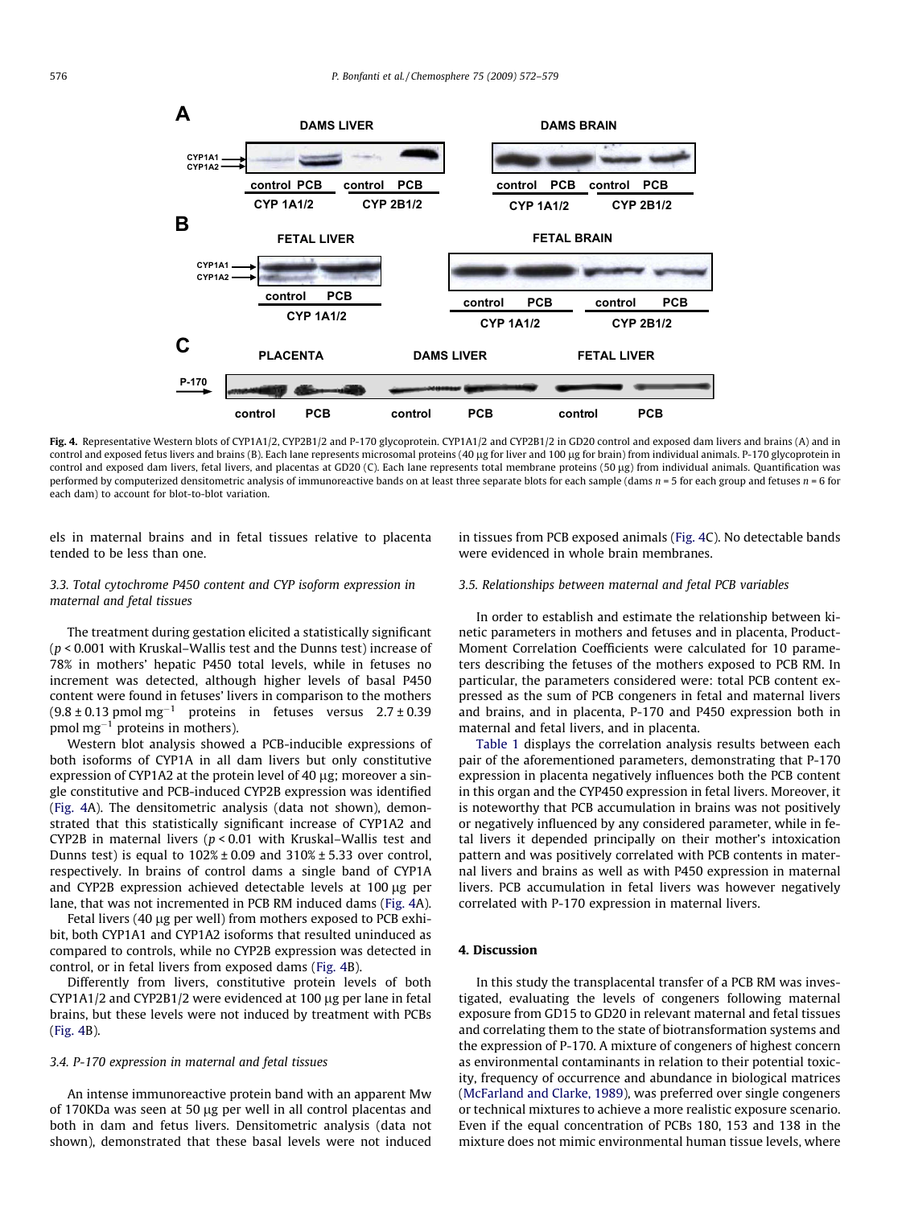**Fig. 4.** Representative Western blots of CYP1A1/2, CYP2B1/2 and P-170 glycoprotein. CYP1A1/2 and CYP2B1/2 in GD20 control and exposed dam livers and brains (A) and in control and exposed fetus livers and brains (B). Each lane represents microsomal proteins (40 μg for liver and 100 μg for brain) from individual animals. P-170 glycoprotein in control and exposed dam livers, fetal livers, and placentas at GD20 (C). Each lane represents total membrane proteins (50 μg) from individual animals. Quantification was performed by computerized densitometric analysis of immunoreactive bands on at least three separate blots for each sample (dams $n = 5$ for each group and fetuses $n = 6$ for each dam) to account for blot-to-blot variation.

els in maternal brains and in fetal tissues relative to placenta tended to be less than one.

### 3.3. Total cytochrome P450 content and CYP isoform expression in maternal and fetal tissues

The treatment during gestation elicited a statistically significant ($p < 0.001$ with Kruskal–Wallis test and the Dunns test) increase of 78% in mothers' hepatic P450 total levels, while in fetuses no increment was detected, although higher levels of basal P450 content were found in fetuses' livers in comparison to the mothers ($9.8 \pm 0.13$ pmol $mg^{-1}$ proteins in fetuses versus $2.7 \pm 0.39$ pmol $mg^{-1}$ proteins in mothers).

Western blot analysis showed a PCB-inducible expressions of both isoforms of CYP1A in all dam livers but only constitutive expression of CYP1A2 at the protein level of 40 μg; moreover a single constitutive and PCB-induced CYP2B expression was identified (Fig. 4A). The densitometric analysis (data not shown), demonstrated that this statistically significant increase of CYP1A2 and CYP2B in maternal livers ($p < 0.01$ with Kruskal–Wallis test and Dunns test) is equal to 102% ± 0.09 and 310% ± 5.33 over control, respectively. In brains of control dams a single band of CYP1A and CYP2B expression achieved detectable levels at 100 μg per lane, that was not incremented in PCB RM induced dams (Fig. 4A).

Fetal livers (40 μg per well) from mothers exposed to PCB exhibit, both CYP1A1 and CYP1A2 isoforms that resulted uninduced as compared to controls, while no CYP2B expression was detected in control, or in fetal livers from exposed dams (Fig. 4B).

Differently from livers, constitutive protein levels of both CYP1A1/2 and CYP2B1/2 were evidenced at 100 μg per lane in fetal brains, but these levels were not induced by treatment with PCBs (Fig. 4B).

### 3.4. P-170 expression in maternal and fetal tissues

An intense immunoreactive protein band with an apparent Mw of 170KDa was seen at 50 μg per well in all control placentas and both in dam and fetus livers. Densitometric analysis (data not shown), demonstrated that these basal levels were not induced in tissues from PCB exposed animals (Fig. 4C). No detectable bands were evidenced in whole brain membranes.

### 3.5. Relationships between maternal and fetal PCB variables

In order to establish and estimate the relationship between kinetic parameters in mothers and fetuses and in placenta, Product-Moment Correlation Coefficients were calculated for 10 parameters describing the fetuses of the mothers exposed to PCB RM. In particular, the parameters considered were: total PCB content expressed as the sum of PCB congeners in fetal and maternal livers and brains, and in placenta, P-170 and P450 expression both in maternal and fetal livers, and in placenta.

Table 1 displays the correlation analysis results between each pair of the aforementioned parameters, demonstrating that P-170 expression in placenta negatively influences both the PCB content in this organ and the CYP450 expression in fetal livers. Moreover, it is noteworthy that PCB accumulation in brains was not positively or negatively influenced by any considered parameter, while in fetal livers it depended principally on their mother's intoxication pattern and was positively correlated with PCB contents in maternal livers and brains as well as with P450 expression in maternal livers. PCB accumulation in fetal livers was however negatively correlated with P-170 expression in maternal livers.

## 4. Discussion

In this study the transplacental transfer of a PCB RM was investigated, evaluating the levels of congeners following maternal exposure from GD15 to GD20 in relevant maternal and fetal tissues and correlating them to the state of biotransformation systems and the expression of P-170. A mixture of congeners of highest concern as environmental contaminants in relation to their potential toxicity, frequency of occurrence and abundance in biological matrices (McFarland and Clarke, 1989), was preferred over single congeners or technical mixtures to achieve a more realistic exposure scenario. Even if the equal concentration of PCBs 180, 153 and 138 in the mixture does not mimic environmental human tissue levels, where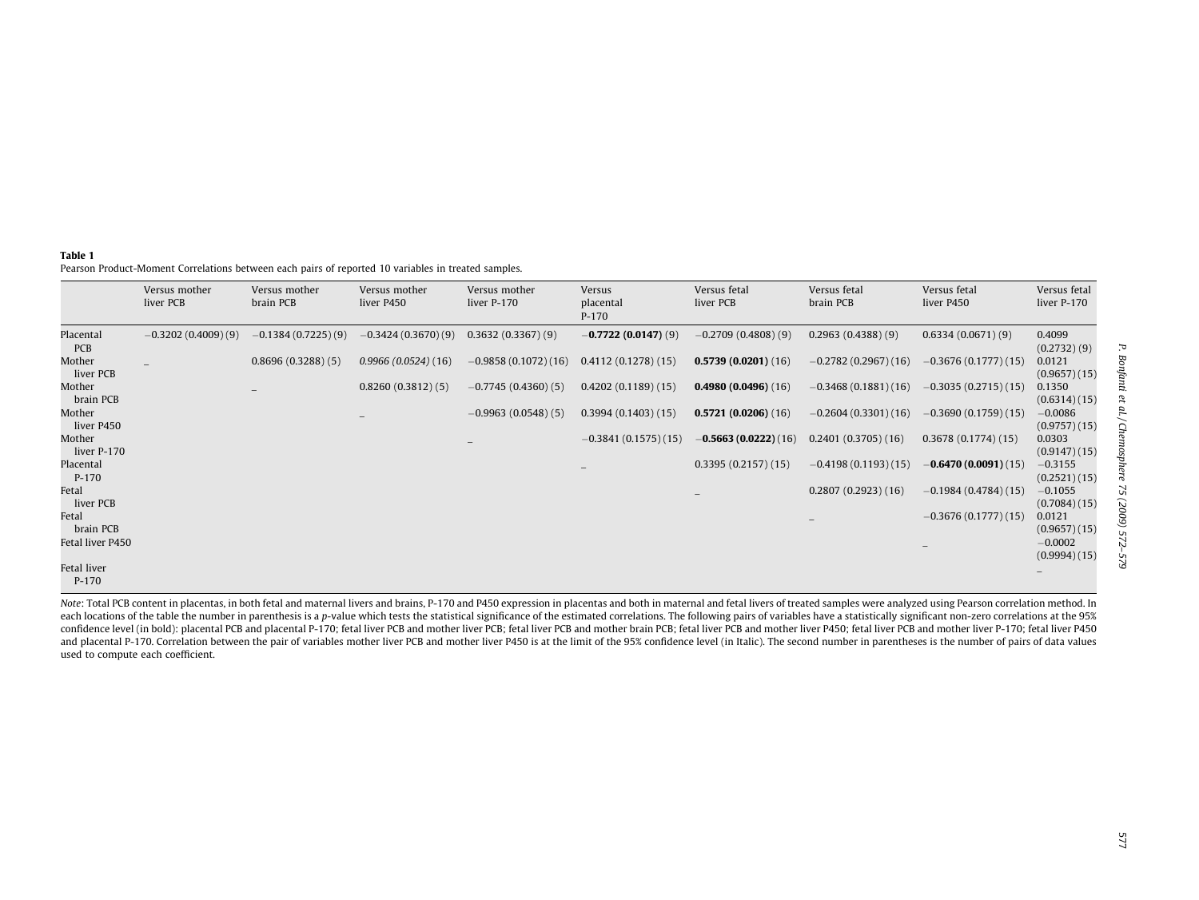**Table 1**

Pearson Product-Moment Correlations between each pairs of reported 10 variables in treated samples.

| | Versus mother liver PCB | Versus mother brain PCB | Versus mother liver P450 | Versus mother liver P-170 | Versus placental P-170 | Versus fetal liver PCB | Versus fetal brain PCB | Versus fetal liver P450 | Versus fetal liver P-170 |
|---|---|---|---|---|---|---|---|---|---|
| Placental PCB | −0.3202 (0.4009) (9) | −0.1384 (0.7225) (9) | −0.3424 (0.3670) (9) | 0.3632 (0.3367) (9) | **−0.7722 (0.0147)** (9) | −0.2709 (0.4808) (9) | 0.2963 (0.4388) (9) | 0.6334 (0.0671) (9) | 0.4099 (0.2732) (9) |
| Mother liver PCB | _ | 0.8696 (0.3288) (5) | *0.9966 (0.0524)* (16) | −0.9858 (0.1072) (16) | 0.4112 (0.1278) (15) | **0.5739 (0.0201)** (16) | −0.2782 (0.2967) (16) | −0.3676 (0.1777) (15) | 0.0121 (0.9657) (15) |
| Mother brain PCB | | _ | 0.8260 (0.3812) (5) | −0.7745 (0.4360) (5) | 0.4202 (0.1189) (15) | **0.4980 (0.0496)** (16) | −0.3468 (0.1881) (16) | −0.3035 (0.2715) (15) | 0.1350 (0.6314) (15) |
| Mother liver P450 | | | _ | −0.9963 (0.0548) (5) | 0.3994 (0.1403) (15) | **0.5721 (0.0206)** (16) | −0.2604 (0.3301) (16) | −0.3690 (0.1759) (15) | −0.0086 (0.9757) (15) |
| Mother liver P-170 | | | | _ | −0.3841 (0.1575) (15) | **−0.5663 (0.0222)** (16) | 0.2401 (0.3705) (16) | 0.3678 (0.1774) (15) | 0.0303 (0.9147) (15) |
| Placental P-170 | | | | | _ | 0.3395 (0.2157) (15) | −0.4198 (0.1193) (15) | **−0.6470 (0.0091)** (15) | −0.3155 (0.2521) (15) |
| Fetal liver PCB | | | | | | _ | 0.2807 (0.2923) (16) | −0.1984 (0.4784) (15) | −0.1055 (0.7084) (15) |
| Fetal brain PCB | | | | | | | _ | −0.3676 (0.1777) (15) | 0.0121 (0.9657) (15) |
| Fetal liver P450 | | | | | | | | _ | −0.0002 (0.9994) (15) |
| Fetal liver P-170 | | | | | | | | | _ |

*Note*: Total PCB content in placentas, in both fetal and maternal livers and brains, P-170 and P450 expression in placentas and both in maternal and fetal livers of treated samples were analyzed using Pearson correlation method. In each locations of the table the number in parenthesis is a *p*-value which tests the statistical significance of the estimated correlations. The following pairs of variables have a statistically significant non-zero correlations at the 95% confidence level (in bold): placental PCB and placental P-170; fetal liver PCB and mother liver PCB; fetal liver PCB and mother brain PCB; fetal liver PCB and mother liver P450; fetal liver PCB and mother liver P-170; fetal liver P450 and placental P-170. Correlation between the pair of variables mother liver PCB and mother liver P450 is at the limit of the 95% confidence level (in Italic). The second number in parentheses is the number of pairs of data values used to compute each coefficient.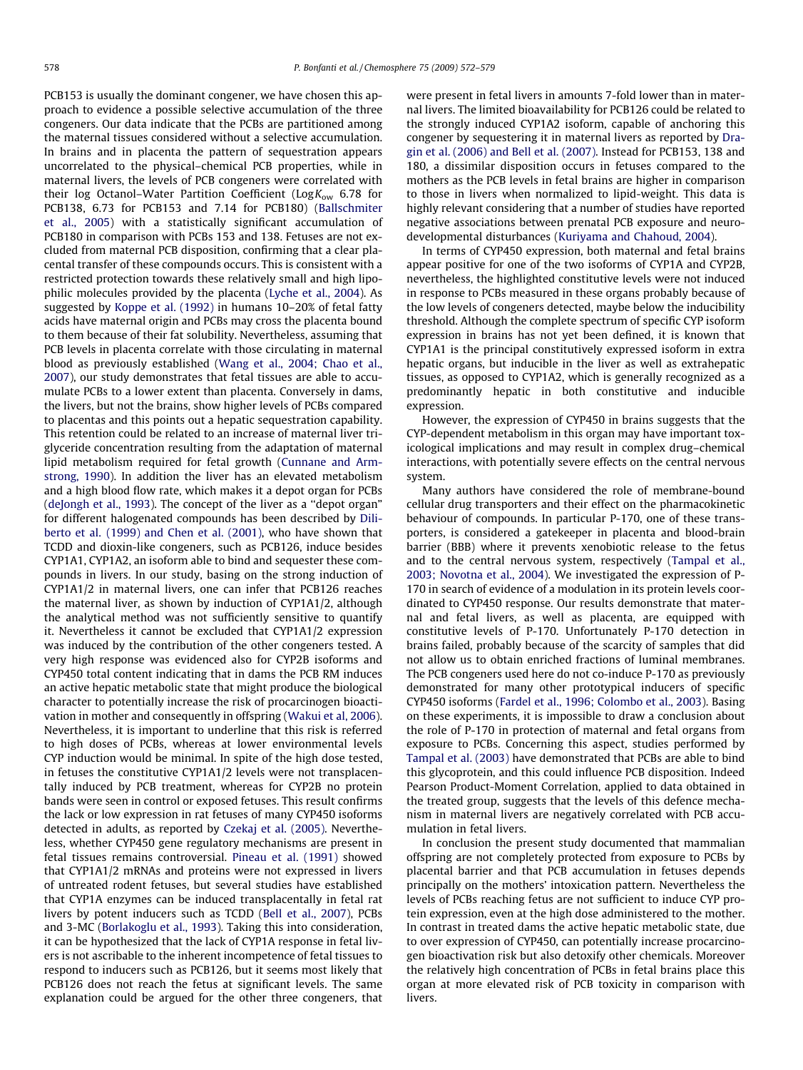PCB153 is usually the dominant congener, we have chosen this approach to evidence a possible selective accumulation of the three congeners. Our data indicate that the PCBs are partitioned among the maternal tissues considered without a selective accumulation. In brains and in placenta the pattern of sequestration appears uncorrelated to the physical–chemical PCB properties, while in maternal livers, the levels of PCB congeners were correlated with their log Octanol–Water Partition Coefficient (Log$K_{ow}$ 6.78 for PCB138, 6.73 for PCB153 and 7.14 for PCB180) (Ballschmiter et al., 2005) with a statistically significant accumulation of PCB180 in comparison with PCBs 153 and 138. Fetuses are not excluded from maternal PCB disposition, confirming that a clear placental transfer of these compounds occurs. This is consistent with a restricted protection towards these relatively small and high lipophilic molecules provided by the placenta (Lyche et al., 2004). As suggested by Koppe et al. (1992) in humans 10–20% of fetal fatty acids have maternal origin and PCBs may cross the placenta bound to them because of their fat solubility. Nevertheless, assuming that PCB levels in placenta correlate with those circulating in maternal blood as previously established (Wang et al., 2004; Chao et al., 2007), our study demonstrates that fetal tissues are able to accumulate PCBs to a lower extent than placenta. Conversely in dams, the livers, but not the brains, show higher levels of PCBs compared to placentas and this points out a hepatic sequestration capability. This retention could be related to an increase of maternal liver triglyceride concentration resulting from the adaptation of maternal lipid metabolism required for fetal growth (Cunnane and Armstrong, 1990). In addition the liver has an elevated metabolism and a high blood flow rate, which makes it a depot organ for PCBs (deJongh et al., 1993). The concept of the liver as a "depot organ" for different halogenated compounds has been described by Diliberto et al. (1999) and Chen et al. (2001), who have shown that TCDD and dioxin-like congeners, such as PCB126, induce besides CYP1A1, CYP1A2, an isoform able to bind and sequester these compounds in livers. In our study, basing on the strong induction of CYP1A1/2 in maternal livers, one can infer that PCB126 reaches the maternal liver, as shown by induction of CYP1A1/2, although the analytical method was not sufficiently sensitive to quantify it. Nevertheless it cannot be excluded that CYP1A1/2 expression was induced by the contribution of the other congeners tested. A very high response was evidenced also for CYP2B isoforms and CYP450 total content indicating that in dams the PCB RM induces an active hepatic metabolic state that might produce the biological character to potentially increase the risk of procarcinogen bioactivation in mother and consequently in offspring (Wakui et al, 2006). Nevertheless, it is important to underline that this risk is referred to high doses of PCBs, whereas at lower environmental levels CYP induction would be minimal. In spite of the high dose tested, in fetuses the constitutive CYP1A1/2 levels were not transplacentally induced by PCB treatment, whereas for CYP2B no protein bands were seen in control or exposed fetuses. This result confirms the lack or low expression in rat fetuses of many CYP450 isoforms detected in adults, as reported by Czekaj et al. (2005). Nevertheless, whether CYP450 gene regulatory mechanisms are present in fetal tissues remains controversial. Pineau et al. (1991) showed that CYP1A1/2 mRNAs and proteins were not expressed in livers of untreated rodent fetuses, but several studies have established that CYP1A enzymes can be induced transplacentally in fetal rat livers by potent inducers such as TCDD (Bell et al., 2007), PCBs and 3-MC (Borlakoglu et al., 1993). Taking this into consideration, it can be hypothesized that the lack of CYP1A response in fetal livers is not ascribable to the inherent incompetence of fetal tissues to respond to inducers such as PCB126, but it seems most likely that PCB126 does not reach the fetus at significant levels. The same explanation could be argued for the other three congeners, that were present in fetal livers in amounts 7-fold lower than in maternal livers. The limited bioavailability for PCB126 could be related to the strongly induced CYP1A2 isoform, capable of anchoring this congener by sequestering it in maternal livers as reported by Dragin et al. (2006) and Bell et al. (2007). Instead for PCB153, 138 and 180, a dissimilar disposition occurs in fetuses compared to the mothers as the PCB levels in fetal brains are higher in comparison to those in livers when normalized to lipid-weight. This data is highly relevant considering that a number of studies have reported negative associations between prenatal PCB exposure and neurodevelopmental disturbances (Kuriyama and Chahoud, 2004).

In terms of CYP450 expression, both maternal and fetal brains appear positive for one of the two isoforms of CYP1A and CYP2B, nevertheless, the highlighted constitutive levels were not induced in response to PCBs measured in these organs probably because of the low levels of congeners detected, maybe below the inducibility threshold. Although the complete spectrum of specific CYP isoform expression in brains has not yet been defined, it is known that CYP1A1 is the principal constitutively expressed isoform in extra hepatic organs, but inducible in the liver as well as extrahepatic tissues, as opposed to CYP1A2, which is generally recognized as a predominantly hepatic in both constitutive and inducible expression.

However, the expression of CYP450 in brains suggests that the CYP-dependent metabolism in this organ may have important toxicological implications and may result in complex drug–chemical interactions, with potentially severe effects on the central nervous system.

Many authors have considered the role of membrane-bound cellular drug transporters and their effect on the pharmacokinetic behaviour of compounds. In particular P-170, one of these transporters, is considered a gatekeeper in placenta and blood-brain barrier (BBB) where it prevents xenobiotic release to the fetus and to the central nervous system, respectively (Tampal et al., 2003; Novotna et al., 2004). We investigated the expression of P-170 in search of evidence of a modulation in its protein levels coordinated to CYP450 response. Our results demonstrate that maternal and fetal livers, as well as placenta, are equipped with constitutive levels of P-170. Unfortunately P-170 detection in brains failed, probably because of the scarcity of samples that did not allow us to obtain enriched fractions of luminal membranes. The PCB congeners used here do not co-induce P-170 as previously demonstrated for many other prototypical inducers of specific CYP450 isoforms (Fardel et al., 1996; Colombo et al., 2003). Basing on these experiments, it is impossible to draw a conclusion about the role of P-170 in protection of maternal and fetal organs from exposure to PCBs. Concerning this aspect, studies performed by Tampal et al. (2003) have demonstrated that PCBs are able to bind this glycoprotein, and this could influence PCB disposition. Indeed Pearson Product-Moment Correlation, applied to data obtained in the treated group, suggests that the levels of this defence mechanism in maternal livers are negatively correlated with PCB accumulation in fetal livers.

In conclusion the present study documented that mammalian offspring are not completely protected from exposure to PCBs by placental barrier and that PCB accumulation in fetuses depends principally on the mothers' intoxication pattern. Nevertheless the levels of PCBs reaching fetus are not sufficient to induce CYP protein expression, even at the high dose administered to the mother. In contrast in treated dams the active hepatic metabolic state, due to over expression of CYP450, can potentially increase procarcinogen bioactivation risk but also detoxify other chemicals. Moreover the relatively high concentration of PCBs in fetal brains place this organ at more elevated risk of PCB toxicity in comparison with livers.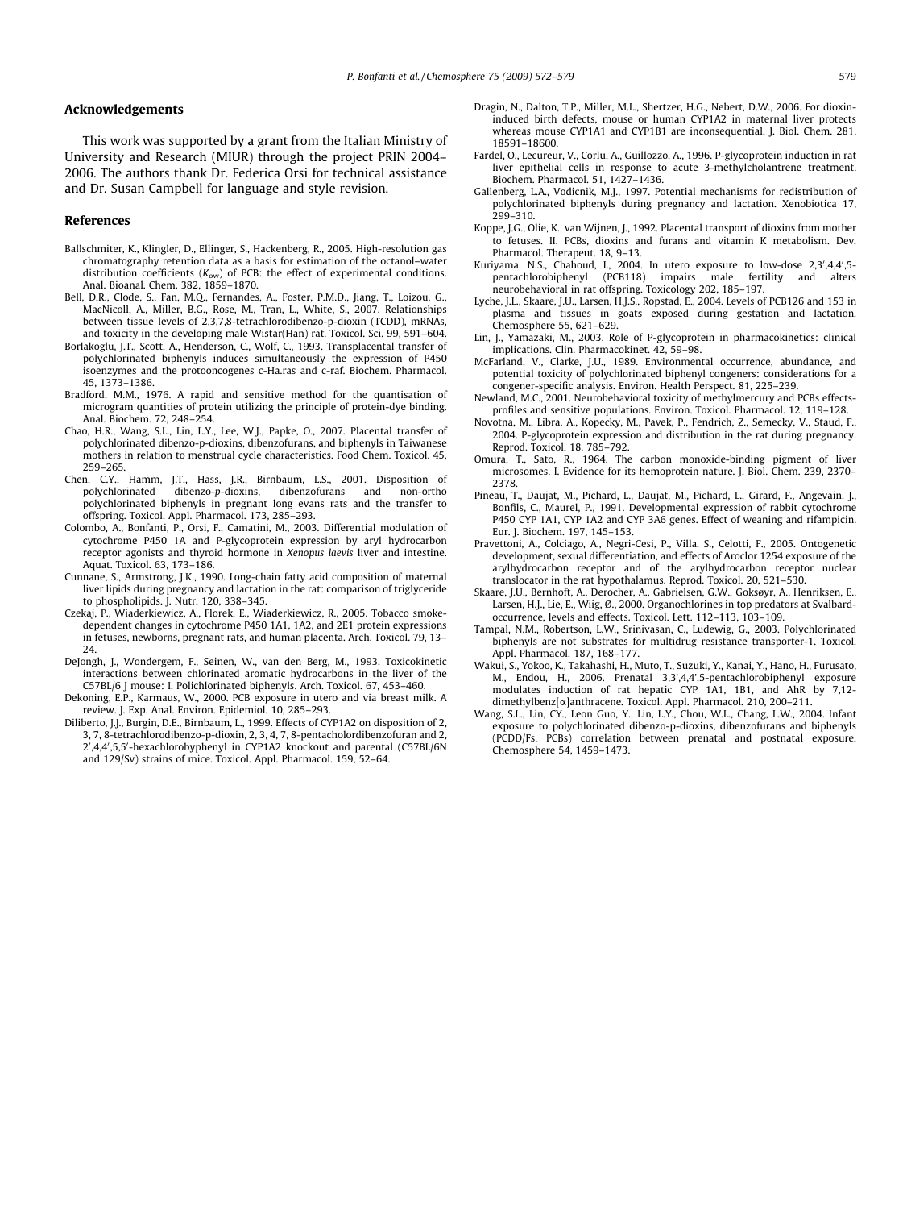## Acknowledgements

This work was supported by a grant from the Italian Ministry of University and Research (MIUR) through the project PRIN 2004–2006. The authors thank Dr. Federica Orsi for technical assistance and Dr. Susan Campbell for language and style revision.

## References

Ballschmiter, K., Klingler, D., Ellinger, S., Hackenberg, R., 2005. High-resolution gas chromatography retention data as a basis for estimation of the octanol–water distribution coefficients ($K_{ow}$) of PCB: the effect of experimental conditions. Anal. Bioanal. Chem. 382, 1859–1870.

Bell, D.R., Clode, S., Fan, M.Q., Fernandes, A., Foster, P.M.D., Jiang, T., Loizou, G., MacNicoll, A., Miller, B.G., Rose, M., Tran, L., White, S., 2007. Relationships between tissue levels of 2,3,7,8-tetrachlorodibenzo-p-dioxin (TCDD), mRNAs, and toxicity in the developing male Wistar(Han) rat. Toxicol. Sci. 99, 591–604.

Borlakoglu, J.T., Scott, A., Henderson, C., Wolf, C., 1993. Transplacental transfer of polychlorinated biphenyls induces simultaneously the expression of P450 isoenzymes and the protooncogenes c-Ha.ras and c-raf. Biochem. Pharmacol. 45, 1373–1386.

Bradford, M.M., 1976. A rapid and sensitive method for the quantisation of microgram quantities of protein utilizing the principle of protein-dye binding. Anal. Biochem. 72, 248–254.

Chao, H.R., Wang, S.L., Lin, L.Y., Lee, W.J., Papke, O., 2007. Placental transfer of polychlorinated dibenzo-p-dioxins, dibenzofurans, and biphenyls in Taiwanese mothers in relation to menstrual cycle characteristics. Food Chem. Toxicol. 45, 259–265.

Chen, C.Y., Hamm, J.T., Hass, J.R., Birnbaum, L.S., 2001. Disposition of polychlorinated dibenzo-*p*-dioxins, dibenzofurans and non-ortho polychlorinated biphenyls in pregnant long evans rats and the transfer to offspring. Toxicol. Appl. Pharmacol. 173, 285–293.

Colombo, A., Bonfanti, P., Orsi, F., Camatini, M., 2003. Differential modulation of cytochrome P450 1A and P-glycoprotein expression by aryl hydrocarbon receptor agonists and thyroid hormone in *Xenopus laevis* liver and intestine. Aquat. Toxicol. 63, 173–186.

Cunnane, S., Armstrong, J.K., 1990. Long-chain fatty acid composition of maternal liver lipids during pregnancy and lactation in the rat: comparison of triglyceride to phospholipids. J. Nutr. 120, 338–345.

Czekaj, P., Wiaderkiewicz, A., Florek, E., Wiaderkiewicz, R., 2005. Tobacco smoke-dependent changes in cytochrome P450 1A1, 1A2, and 2E1 protein expressions in fetuses, newborns, pregnant rats, and human placenta. Arch. Toxicol. 79, 13–24.

DeJongh, J., Wondergem, F., Seinen, W., van den Berg, M., 1993. Toxicokinetic interactions between chlorinated aromatic hydrocarbons in the liver of the C57BL/6 J mouse: I. Polichlorinated biphenyls. Arch. Toxicol. 67, 453–460.

Dekoning, E.P., Karmaus, W., 2000. PCB exposure in utero and via breast milk. A review. J. Exp. Anal. Environ. Epidemiol. 10, 285–293.

Diliberto, J.J., Burgin, D.E., Birnbaum, L., 1999. Effects of CYP1A2 on disposition of 2, 3, 7, 8-tetrachlorodibenzo-p-dioxin, 2, 3, 4, 7, 8-pentacholordibenzofuran and 2, 2′,4,4′,5,5′-hexachlorobyphenyl in CYP1A2 knockout and parental (C57BL/6N and 129/Sv) strains of mice. Toxicol. Appl. Pharmacol. 159, 52–64.

Dragin, N., Dalton, T.P., Miller, M.L., Shertzer, H.G., Nebert, D.W., 2006. For dioxin-induced birth defects, mouse or human CYP1A2 in maternal liver protects whereas mouse CYP1A1 and CYP1B1 are inconsequential. J. Biol. Chem. 281, 18591–18600.

Fardel, O., Lecureur, V., Corlu, A., Guillozzo, A., 1996. P-glycoprotein induction in rat liver epithelial cells in response to acute 3-methylcholantrene treatment. Biochem. Pharmacol. 51, 1427–1436.

Gallenberg, L.A., Vodicnik, M.J., 1997. Potential mechanisms for redistribution of polychlorinated biphenyls during pregnancy and lactation. Xenobiotica 17, 299–310.

Koppe, J.G., Olie, K., van Wijnen, J., 1992. Placental transport of dioxins from mother to fetuses. II. PCBs, dioxins and furans and vitamin K metabolism. Dev. Pharmacol. Therapeut. 18, 9–13.

Kuriyama, N.S., Chahoud, I., 2004. In utero exposure to low-dose 2,3′,4,4′,5-pentachlorobiphenyl (PCB118) impairs male fertility and alters neurobehavioral in rat offspring. Toxicology 202, 185–197.

Lyche, J.L., Skaare, J.U., Larsen, H.J.S., Ropstad, E., 2004. Levels of PCB126 and 153 in plasma and tissues in goats exposed during gestation and lactation. Chemosphere 55, 621–629.

Lin, J., Yamazaki, M., 2003. Role of P-glycoprotein in pharmacokinetics: clinical implications. Clin. Pharmacokinet. 42, 59–98.

McFarland, V., Clarke, J.U., 1989. Environmental occurrence, abundance, and potential toxicity of polychlorinated biphenyl congeners: considerations for a congener-specific analysis. Environ. Health Perspect. 81, 225–239.

Newland, M.C., 2001. Neurobehavioral toxicity of methylmercury and PCBs effects-profiles and sensitive populations. Environ. Toxicol. Pharmacol. 12, 119–128.

Novotna, M., Libra, A., Kopecky, M., Pavek, P., Fendrich, Z., Semecky, V., Staud, F., 2004. P-glycoprotein expression and distribution in the rat during pregnancy. Reprod. Toxicol. 18, 785–792.

Omura, T., Sato, R., 1964. The carbon monoxide-binding pigment of liver microsomes. I. Evidence for its hemoprotein nature. J. Biol. Chem. 239, 2370–2378.

Pineau, T., Daujat, M., Pichard, L., Daujat, M., Pichard, L., Girard, F., Angevain, J., Bonfils, C., Maurel, P., 1991. Developmental expression of rabbit cytochrome P450 CYP 1A1, CYP 1A2 and CYP 3A6 genes. Effect of weaning and rifampicin. Eur. J. Biochem. 197, 145–153.

Pravettoni, A., Colciago, A., Negri-Cesi, P., Villa, S., Celotti, F., 2005. Ontogenetic development, sexual differentiation, and effects of Aroclor 1254 exposure of the arylhydrocarbon receptor and of the arylhydrocarbon receptor nuclear translocator in the rat hypothalamus. Reprod. Toxicol. 20, 521–530.

Skaare, J.U., Bernhoft, A., Derocher, A., Gabrielsen, G.W., Goksøyr, A., Henriksen, E., Larsen, H.J., Lie, E., Wiig, Ø., 2000. Organochlorines in top predators at Svalbard-occurrence, levels and effects. Toxicol. Lett. 112–113, 103–109.

Tampal, N.M., Robertson, L.W., Srinivasan, C., Ludewig, G., 2003. Polychlorinated biphenyls are not substrates for multidrug resistance transporter-1. Toxicol. Appl. Pharmacol. 187, 168–177.

Wakui, S., Yokoo, K., Takahashi, H., Muto, T., Suzuki, Y., Kanai, Y., Hano, H., Furusato, M., Endou, H., 2006. Prenatal 3,3′,4,4′,5-pentachlorobiphenyl exposure modulates induction of rat hepatic CYP 1A1, 1B1, and AhR by 7,12-dimethylbenz[α]anthracene. Toxicol. Appl. Pharmacol. 210, 200–211.

Wang, S.L., Lin, C.Y., Leon Guo, Y., Lin, L.Y., Chou, W.L., Chang, L.W., 2004. Infant exposure to polychlorinated dibenzo-p-dioxins, dibenzofurans and biphenyls (PCDD/Fs, PCBs) correlation between prenatal and postnatal exposure. Chemosphere 54, 1459–1473.